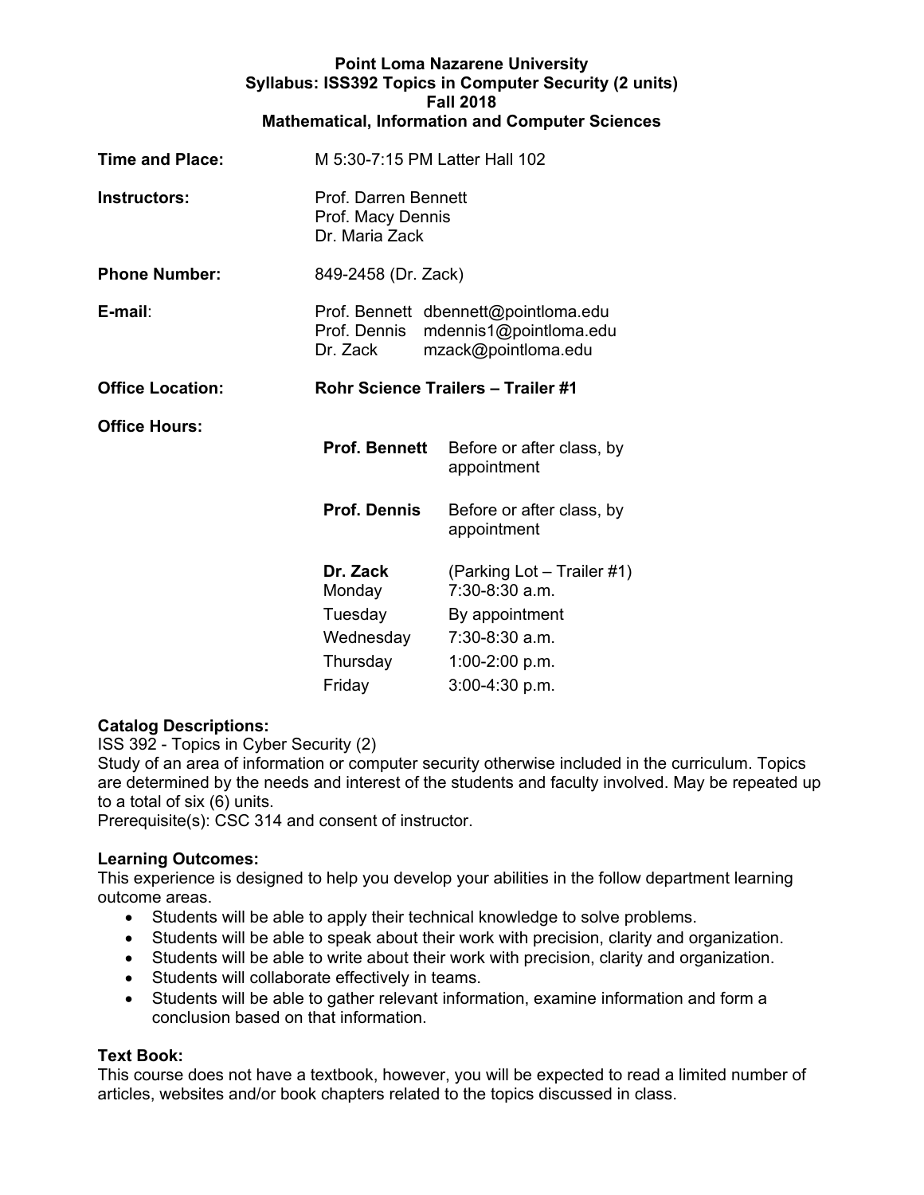**Point Loma Nazarene University**
**Syllabus: ISS392 Topics in Computer Security (2 units)**
**Fall 2018**
**Mathematical, Information and Computer Sciences**

| | |
|---|---|
| **Time and Place:** | M 5:30-7:15 PM Latter Hall 102 |
| **Instructors:** | Prof. Darren Bennett<br>Prof. Macy Dennis<br>Dr. Maria Zack |
| **Phone Number:** | 849-2458 (Dr. Zack) |
| **E-mail:** | Prof. Bennett dbennett@pointloma.edu<br>Prof. Dennis mdennis1@pointloma.edu<br>Dr. Zack mzack@pointloma.edu |
| **Office Location:** | **Rohr Science Trailers – Trailer #1** |

**Office Hours:**

| | |
|---|---|
| **Prof. Bennett** | Before or after class, by appointment |
| **Prof. Dennis** | Before or after class, by appointment |
| **Dr. Zack** | (Parking Lot – Trailer #1) |
| Monday | 7:30-8:30 a.m. |
| Tuesday | By appointment |
| Wednesday | 7:30-8:30 a.m. |
| Thursday | 1:00-2:00 p.m. |
| Friday | 3:00-4:30 p.m. |

**Catalog Descriptions:**

ISS 392 - Topics in Cyber Security (2)

Study of an area of information or computer security otherwise included in the curriculum. Topics are determined by the needs and interest of the students and faculty involved. May be repeated up to a total of six (6) units.

Prerequisite(s): CSC 314 and consent of instructor.

**Learning Outcomes:**

This experience is designed to help you develop your abilities in the follow department learning outcome areas.

- Students will be able to apply their technical knowledge to solve problems.
- Students will be able to speak about their work with precision, clarity and organization.
- Students will be able to write about their work with precision, clarity and organization.
- Students will collaborate effectively in teams.
- Students will be able to gather relevant information, examine information and form a conclusion based on that information.

**Text Book:**

This course does not have a textbook, however, you will be expected to read a limited number of articles, websites and/or book chapters related to the topics discussed in class.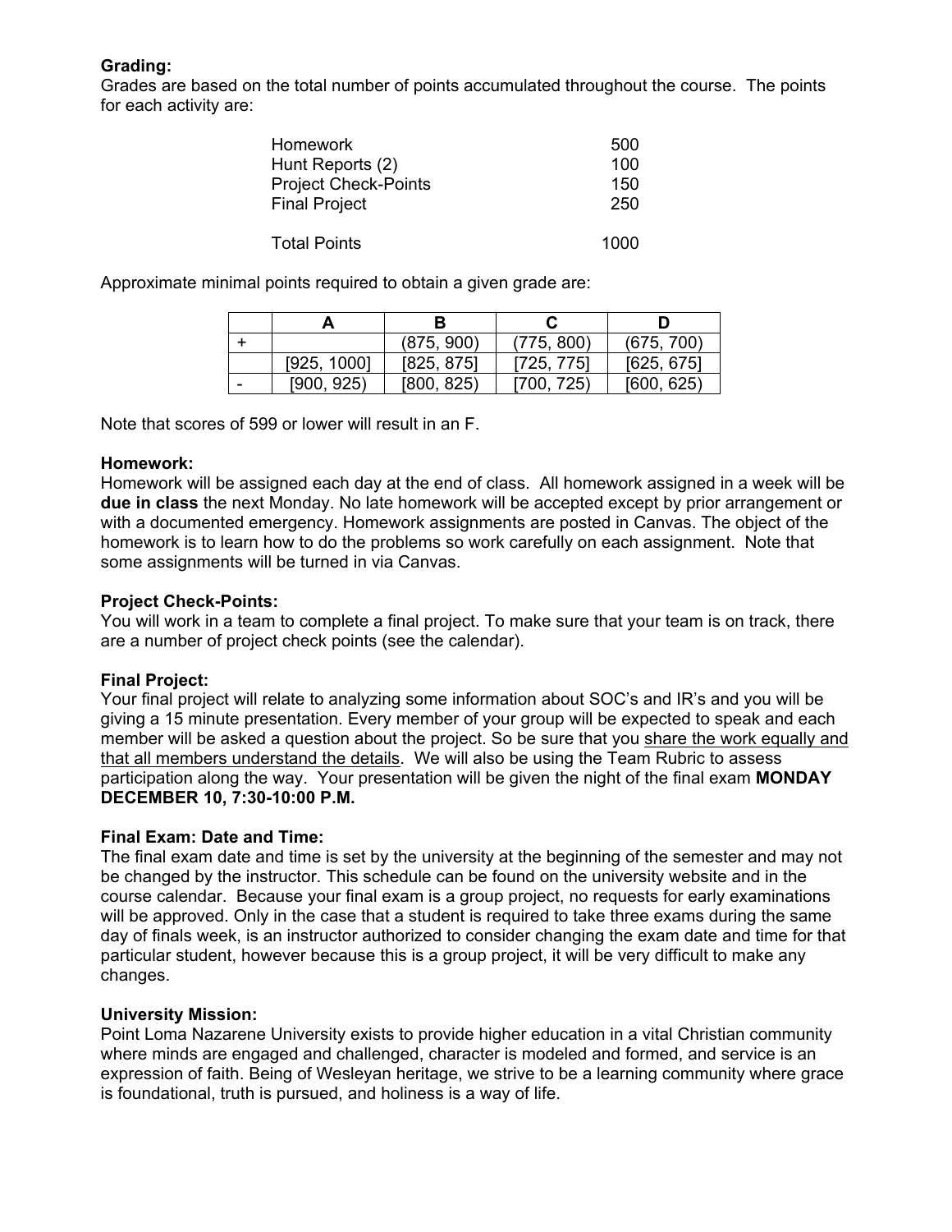**Grading:**
Grades are based on the total number of points accumulated throughout the course. The points for each activity are:

| | |
|---|---|
| Homework | 500 |
| Hunt Reports (2) | 100 |
| Project Check-Points | 150 |
| Final Project | 250 |
| Total Points | 1000 |

Approximate minimal points required to obtain a given grade are:

| | A | B | C | D |
|---|---|---|---|---|
| + | | (875, 900) | (775, 800) | (675, 700) |
| | [925, 1000] | [825, 875] | [725, 775] | [625, 675] |
| - | [900, 925) | [800, 825) | [700, 725) | [600, 625) |

Note that scores of 599 or lower will result in an F.

**Homework:**
Homework will be assigned each day at the end of class. All homework assigned in a week will be **due in class** the next Monday. No late homework will be accepted except by prior arrangement or with a documented emergency. Homework assignments are posted in Canvas. The object of the homework is to learn how to do the problems so work carefully on each assignment. Note that some assignments will be turned in via Canvas.

**Project Check-Points:**
You will work in a team to complete a final project. To make sure that your team is on track, there are a number of project check points (see the calendar).

**Final Project:**
Your final project will relate to analyzing some information about SOC's and IR's and you will be giving a 15 minute presentation. Every member of your group will be expected to speak and each member will be asked a question about the project. So be sure that you <u>share the work equally and that all members understand the details</u>. We will also be using the Team Rubric to assess participation along the way. Your presentation will be given the night of the final exam **MONDAY DECEMBER 10, 7:30-10:00 P.M.**

**Final Exam: Date and Time:**
The final exam date and time is set by the university at the beginning of the semester and may not be changed by the instructor. This schedule can be found on the university website and in the course calendar. Because your final exam is a group project, no requests for early examinations will be approved. Only in the case that a student is required to take three exams during the same day of finals week, is an instructor authorized to consider changing the exam date and time for that particular student, however because this is a group project, it will be very difficult to make any changes.

**University Mission:**
Point Loma Nazarene University exists to provide higher education in a vital Christian community where minds are engaged and challenged, character is modeled and formed, and service is an expression of faith. Being of Wesleyan heritage, we strive to be a learning community where grace is foundational, truth is pursued, and holiness is a way of life.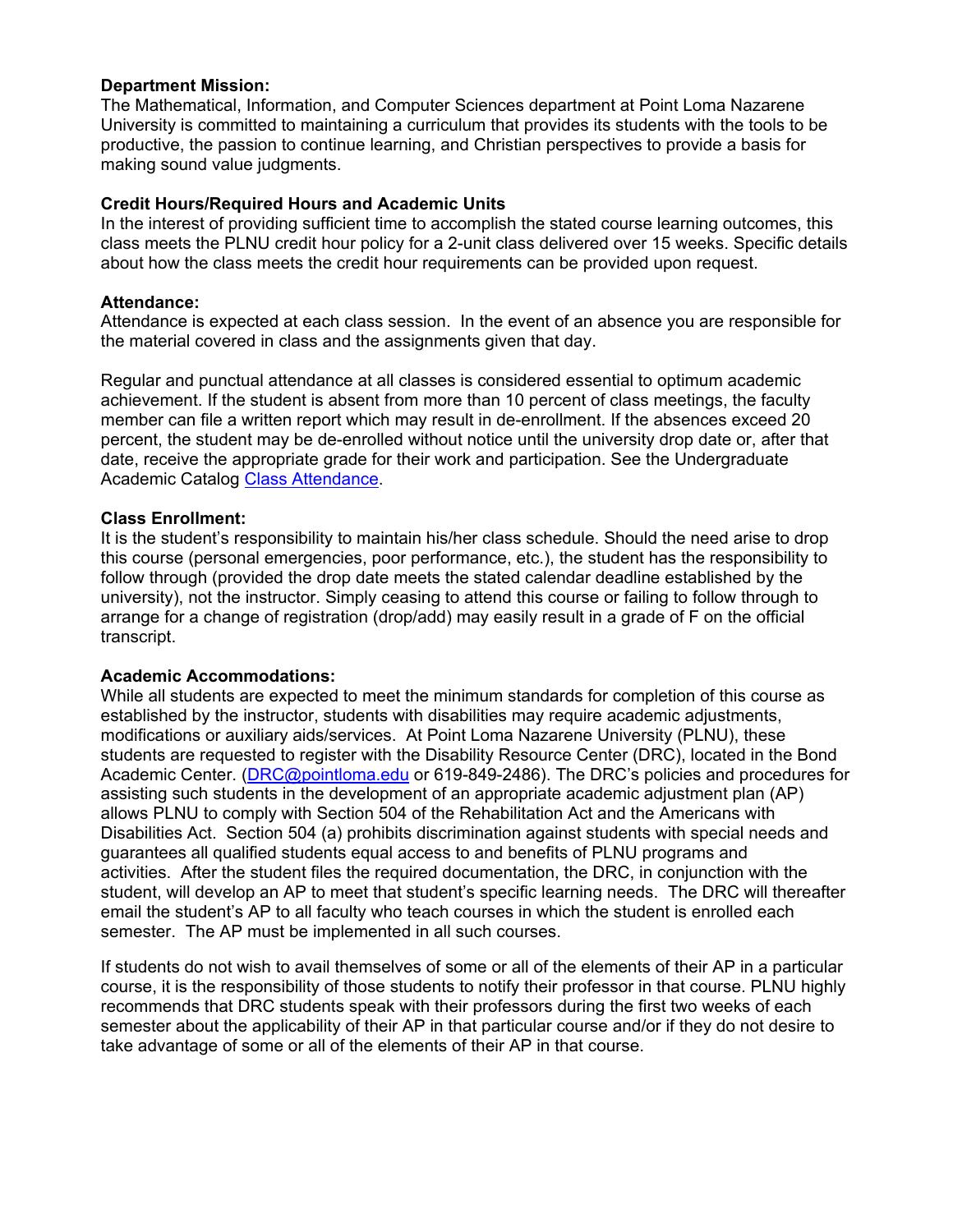**Department Mission:**
The Mathematical, Information, and Computer Sciences department at Point Loma Nazarene University is committed to maintaining a curriculum that provides its students with the tools to be productive, the passion to continue learning, and Christian perspectives to provide a basis for making sound value judgments.

**Credit Hours/Required Hours and Academic Units**
In the interest of providing sufficient time to accomplish the stated course learning outcomes, this class meets the PLNU credit hour policy for a 2-unit class delivered over 15 weeks. Specific details about how the class meets the credit hour requirements can be provided upon request.

**Attendance:**
Attendance is expected at each class session. In the event of an absence you are responsible for the material covered in class and the assignments given that day.

Regular and punctual attendance at all classes is considered essential to optimum academic achievement. If the student is absent from more than 10 percent of class meetings, the faculty member can file a written report which may result in de-enrollment. If the absences exceed 20 percent, the student may be de-enrolled without notice until the university drop date or, after that date, receive the appropriate grade for their work and participation. See the Undergraduate Academic Catalog Class Attendance.

**Class Enrollment:**
It is the student's responsibility to maintain his/her class schedule. Should the need arise to drop this course (personal emergencies, poor performance, etc.), the student has the responsibility to follow through (provided the drop date meets the stated calendar deadline established by the university), not the instructor. Simply ceasing to attend this course or failing to follow through to arrange for a change of registration (drop/add) may easily result in a grade of F on the official transcript.

**Academic Accommodations:**
While all students are expected to meet the minimum standards for completion of this course as established by the instructor, students with disabilities may require academic adjustments, modifications or auxiliary aids/services. At Point Loma Nazarene University (PLNU), these students are requested to register with the Disability Resource Center (DRC), located in the Bond Academic Center. (DRC@pointloma.edu or 619-849-2486). The DRC's policies and procedures for assisting such students in the development of an appropriate academic adjustment plan (AP) allows PLNU to comply with Section 504 of the Rehabilitation Act and the Americans with Disabilities Act. Section 504 (a) prohibits discrimination against students with special needs and guarantees all qualified students equal access to and benefits of PLNU programs and activities. After the student files the required documentation, the DRC, in conjunction with the student, will develop an AP to meet that student's specific learning needs. The DRC will thereafter email the student's AP to all faculty who teach courses in which the student is enrolled each semester. The AP must be implemented in all such courses.

If students do not wish to avail themselves of some or all of the elements of their AP in a particular course, it is the responsibility of those students to notify their professor in that course. PLNU highly recommends that DRC students speak with their professors during the first two weeks of each semester about the applicability of their AP in that particular course and/or if they do not desire to take advantage of some or all of the elements of their AP in that course.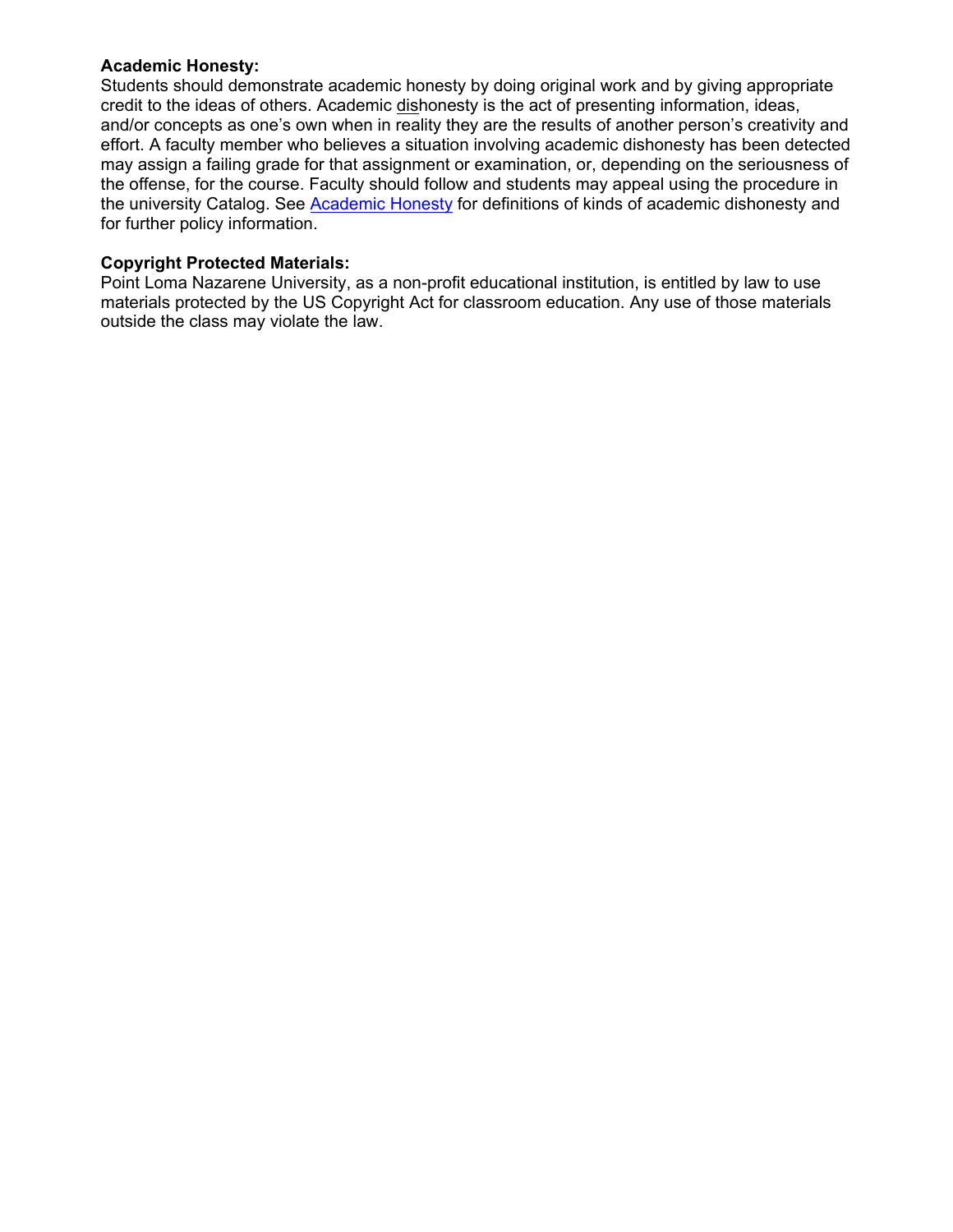**Academic Honesty:**
Students should demonstrate academic honesty by doing original work and by giving appropriate credit to the ideas of others. Academic dishonesty is the act of presenting information, ideas, and/or concepts as one's own when in reality they are the results of another person's creativity and effort. A faculty member who believes a situation involving academic dishonesty has been detected may assign a failing grade for that assignment or examination, or, depending on the seriousness of the offense, for the course. Faculty should follow and students may appeal using the procedure in the university Catalog. See Academic Honesty for definitions of kinds of academic dishonesty and for further policy information.

**Copyright Protected Materials:**
Point Loma Nazarene University, as a non-profit educational institution, is entitled by law to use materials protected by the US Copyright Act for classroom education. Any use of those materials outside the class may violate the law.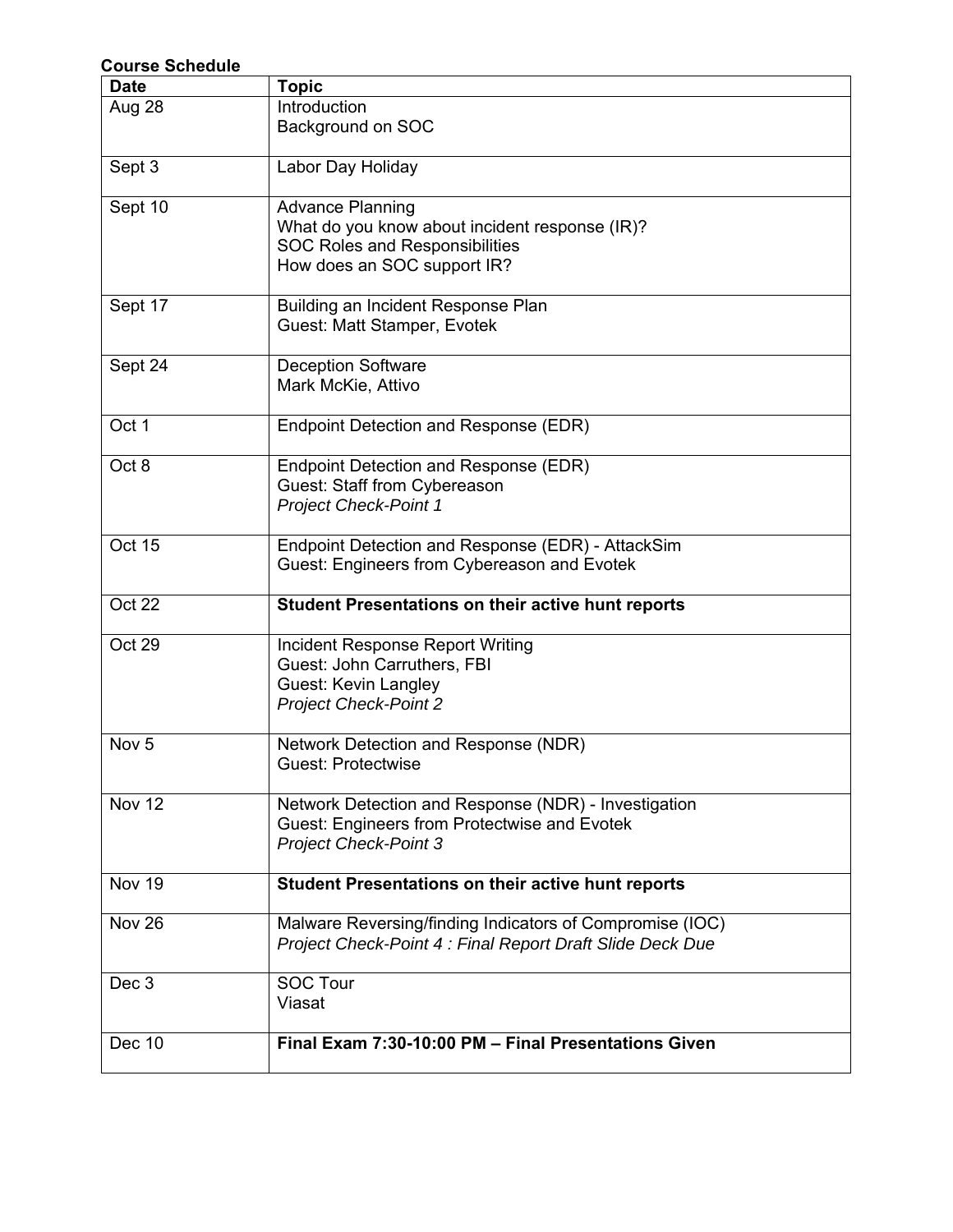**Course Schedule**

| Date | Topic |
|---|---|
| Aug 28 | Introduction<br>Background on SOC |
| Sept 3 | Labor Day Holiday |
| Sept 10 | Advance Planning<br>What do you know about incident response (IR)?<br>SOC Roles and Responsibilities<br>How does an SOC support IR? |
| Sept 17 | Building an Incident Response Plan<br>Guest: Matt Stamper, Evotek |
| Sept 24 | Deception Software<br>Mark McKie, Attivo |
| Oct 1 | Endpoint Detection and Response (EDR) |
| Oct 8 | Endpoint Detection and Response (EDR)<br>Guest: Staff from Cybereason<br>*Project Check-Point 1* |
| Oct 15 | Endpoint Detection and Response (EDR) - AttackSim<br>Guest: Engineers from Cybereason and Evotek |
| Oct 22 | **Student Presentations on their active hunt reports** |
| Oct 29 | Incident Response Report Writing<br>Guest: John Carruthers, FBI<br>Guest: Kevin Langley<br>*Project Check-Point 2* |
| Nov 5 | Network Detection and Response (NDR)<br>Guest: Protectwise |
| Nov 12 | Network Detection and Response (NDR) - Investigation<br>Guest: Engineers from Protectwise and Evotek<br>*Project Check-Point 3* |
| Nov 19 | **Student Presentations on their active hunt reports** |
| Nov 26 | Malware Reversing/finding Indicators of Compromise (IOC)<br>*Project Check-Point 4 : Final Report Draft Slide Deck Due* |
| Dec 3 | SOC Tour<br>Viasat |
| Dec 10 | **Final Exam 7:30-10:00 PM – Final Presentations Given** |